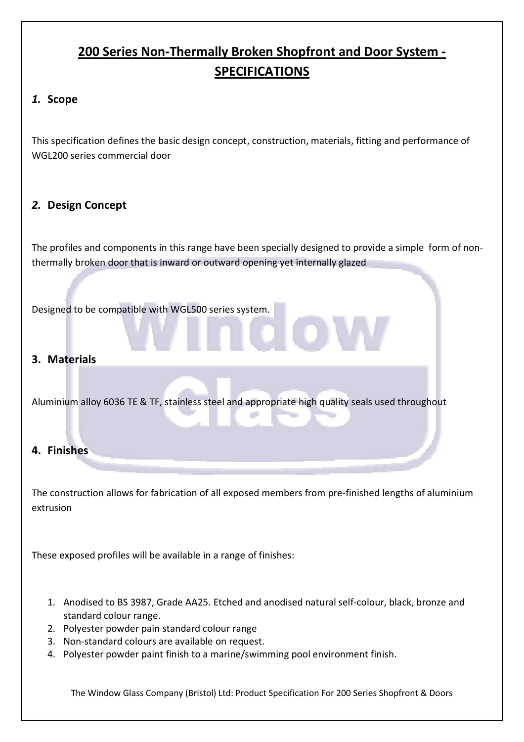# 200 Series Non-Thermally Broken Shopfront and Door System - SPECIFICATIONS

## *1.* Scope

This specification defines the basic design concept, construction, materials, fitting and performance of WGL200 series commercial door

## *2.* Design Concept

The profiles and components in this range have been specially designed to provide a simple form of non-thermally broken door that is inward or outward opening yet internally glazed

Designed to be compatible with WGL500 series system.

## 3. Materials

Aluminium alloy 6036 TE & TF, stainless steel and appropriate high quality seals used throughout

## 4. Finishes

The construction allows for fabrication of all exposed members from pre-finished lengths of aluminium extrusion

These exposed profiles will be available in a range of finishes:

1. Anodised to BS 3987, Grade AA25. Etched and anodised natural self-colour, black, bronze and standard colour range.
2. Polyester powder pain standard colour range
3. Non-standard colours are available on request.
4. Polyester powder paint finish to a marine/swimming pool environment finish.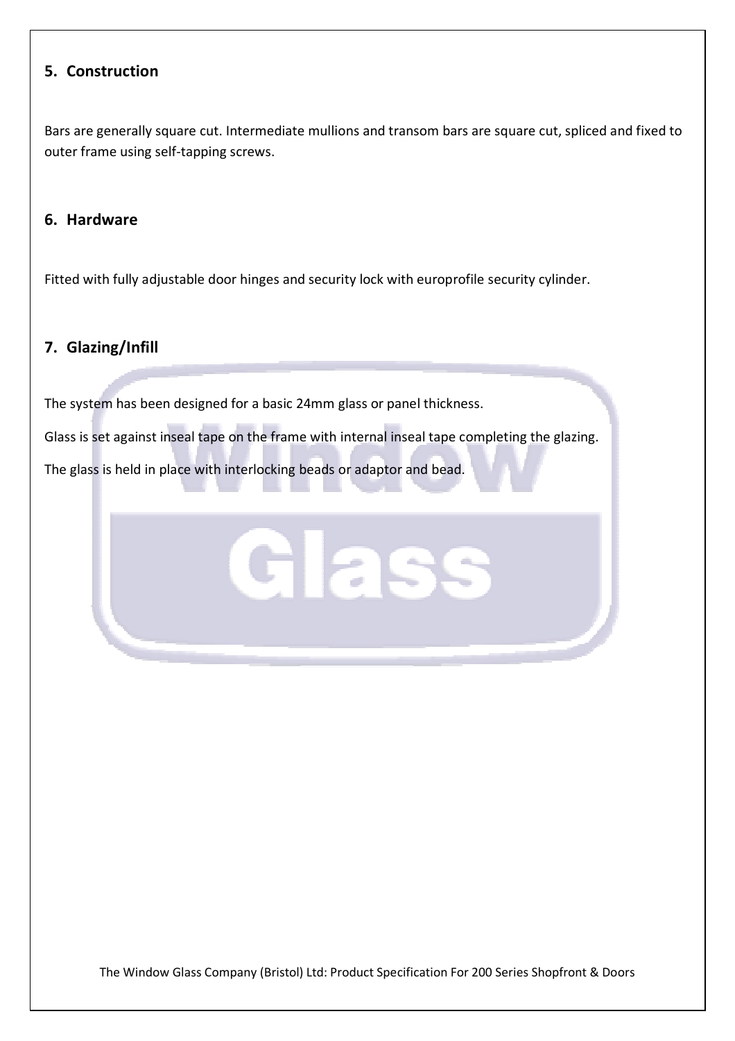## 5. Construction

Bars are generally square cut. Intermediate mullions and transom bars are square cut, spliced and fixed to outer frame using self-tapping screws.

## 6. Hardware

Fitted with fully adjustable door hinges and security lock with europrofile security cylinder.

## 7. Glazing/Infill

The system has been designed for a basic 24mm glass or panel thickness.

Glass is set against inseal tape on the frame with internal inseal tape completing the glazing.

The glass is held in place with interlocking beads or adaptor and bead.